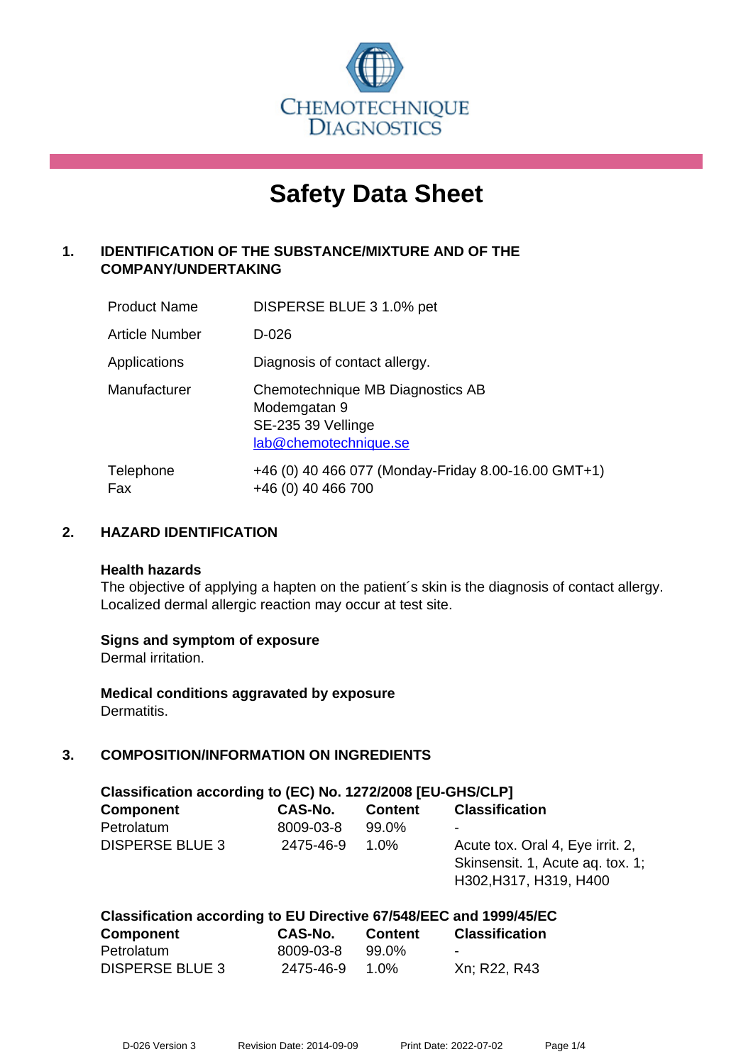CHEMOTECHNIQUE DIAGNOSTICS

# Safety Data Sheet

## 1. IDENTIFICATION OF THE SUBSTANCE/MIXTURE AND OF THE COMPANY/UNDERTAKING

| | |
|---|---|
| Product Name | DISPERSE BLUE 3 1.0% pet |
| Article Number | D-026 |
| Applications | Diagnosis of contact allergy. |
| Manufacturer | Chemotechnique MB Diagnostics AB<br>Modemgatan 9<br>SE-235 39 Vellinge<br>lab@chemotechnique.se |
| Telephone<br>Fax | +46 (0) 40 466 077 (Monday-Friday 8.00-16.00 GMT+1)<br>+46 (0) 40 466 700 |

## 2. HAZARD IDENTIFICATION

**Health hazards**
The objective of applying a hapten on the patient´s skin is the diagnosis of contact allergy. Localized dermal allergic reaction may occur at test site.

**Signs and symptom of exposure**
Dermal irritation.

**Medical conditions aggravated by exposure**
Dermatitis.

## 3. COMPOSITION/INFORMATION ON INGREDIENTS

**Classification according to (EC) No. 1272/2008 [EU-GHS/CLP]**

| Component | CAS-No. | Content | Classification |
|---|---|---|---|
| Petrolatum | 8009-03-8 | 99.0% | - |
| DISPERSE BLUE 3 | 2475-46-9 | 1.0% | Acute tox. Oral 4, Eye irrit. 2, Skinsensit. 1, Acute aq. tox. 1; H302,H317, H319, H400 |

**Classification according to EU Directive 67/548/EEC and 1999/45/EC**

| Component | CAS-No. | Content | Classification |
|---|---|---|---|
| Petrolatum | 8009-03-8 | 99.0% | - |
| DISPERSE BLUE 3 | 2475-46-9 | 1.0% | Xn; R22, R43 |

D-026 Version 3 Revision Date: 2014-09-09 Print Date: 2022-07-02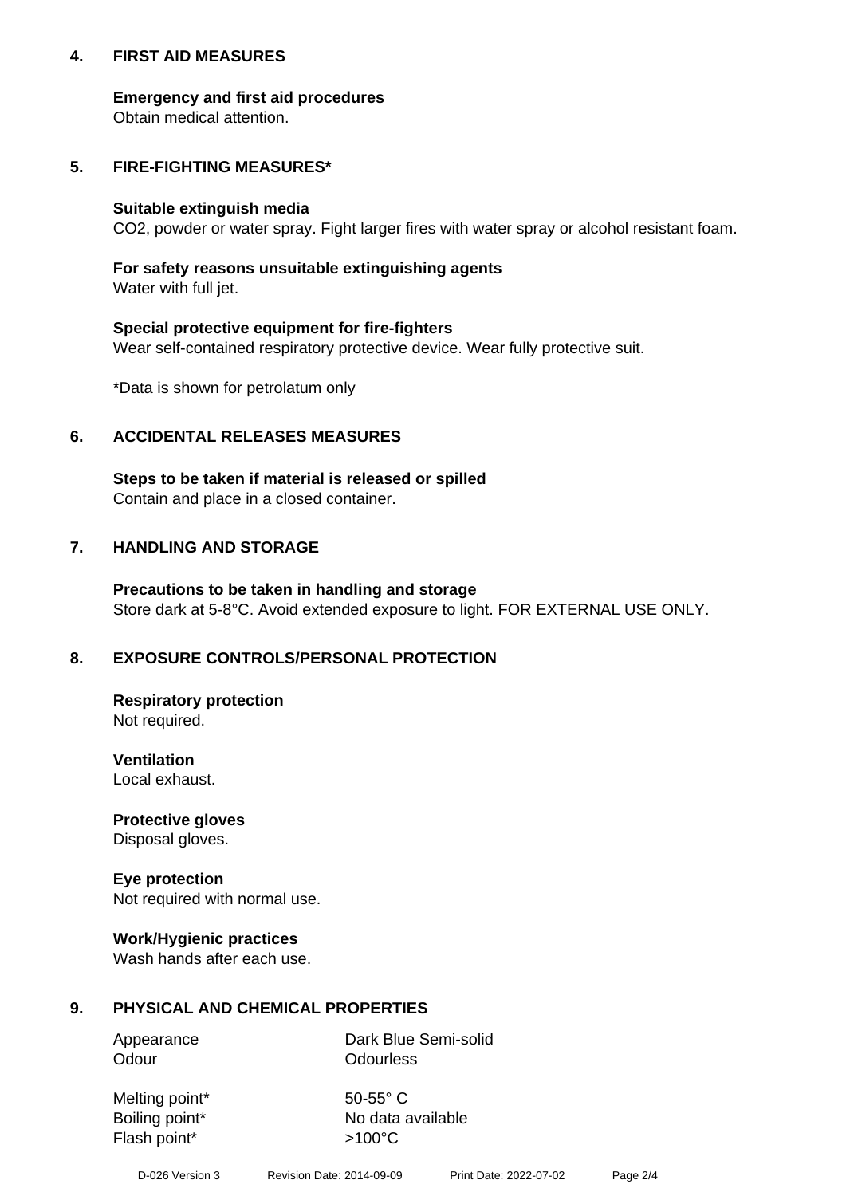## 4. FIRST AID MEASURES

**Emergency and first aid procedures**
Obtain medical attention.

## 5. FIRE-FIGHTING MEASURES*

**Suitable extinguish media**
$CO_2$, powder or water spray. Fight larger fires with water spray or alcohol resistant foam.

**For safety reasons unsuitable extinguishing agents**
Water with full jet.

**Special protective equipment for fire-fighters**
Wear self-contained respiratory protective device. Wear fully protective suit.

*Data is shown for petrolatum only

## 6. ACCIDENTAL RELEASES MEASURES

**Steps to be taken if material is released or spilled**
Contain and place in a closed container.

## 7. HANDLING AND STORAGE

**Precautions to be taken in handling and storage**
Store dark at 5-8°C. Avoid extended exposure to light. FOR EXTERNAL USE ONLY.

## 8. EXPOSURE CONTROLS/PERSONAL PROTECTION

**Respiratory protection**
Not required.

**Ventilation**
Local exhaust.

**Protective gloves**
Disposal gloves.

**Eye protection**
Not required with normal use.

**Work/Hygienic practices**
Wash hands after each use.

## 9. PHYSICAL AND CHEMICAL PROPERTIES

| | |
|---|---|
| Appearance | Dark Blue Semi-solid |
| Odour | Odourless |
| Melting point* | 50-55° C |
| Boiling point* | No data available |
| Flash point* | >100°C |

D-026 Version 3 Revision Date: 2014-09-09 Print Date: 2022-07-02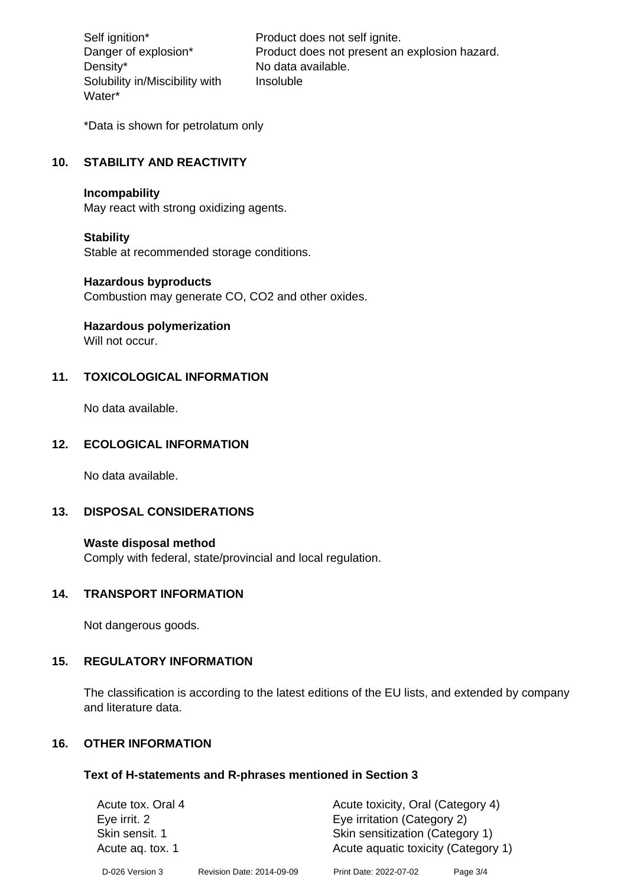| | |
|---|---|
| Self ignition* | Product does not self ignite. |
| Danger of explosion* | Product does not present an explosion hazard. |
| Density* | No data available. |
| Solubility in/Miscibility with Water* | Insoluble |

*Data is shown for petrolatum only

## 10. STABILITY AND REACTIVITY

**Incompability**
May react with strong oxidizing agents.

**Stability**
Stable at recommended storage conditions.

**Hazardous byproducts**
Combustion may generate CO, $CO_2$ and other oxides.

**Hazardous polymerization**
Will not occur.

## 11. TOXICOLOGICAL INFORMATION

No data available.

## 12. ECOLOGICAL INFORMATION

No data available.

## 13. DISPOSAL CONSIDERATIONS

**Waste disposal method**
Comply with federal, state/provincial and local regulation.

## 14. TRANSPORT INFORMATION

Not dangerous goods.

## 15. REGULATORY INFORMATION

The classification is according to the latest editions of the EU lists, and extended by company and literature data.

## 16. OTHER INFORMATION

### Text of H-statements and R-phrases mentioned in Section 3

| | |
|---|---|
| Acute tox. Oral 4 | Acute toxicity, Oral (Category 4) |
| Eye irrit. 2 | Eye irritation (Category 2) |
| Skin sensit. 1 | Skin sensitization (Category 1) |
| Acute aq. tox. 1 | Acute aquatic toxicity (Category 1) |

D-026 Version 3    Revision Date: 2014-09-09    Print Date: 2022-07-02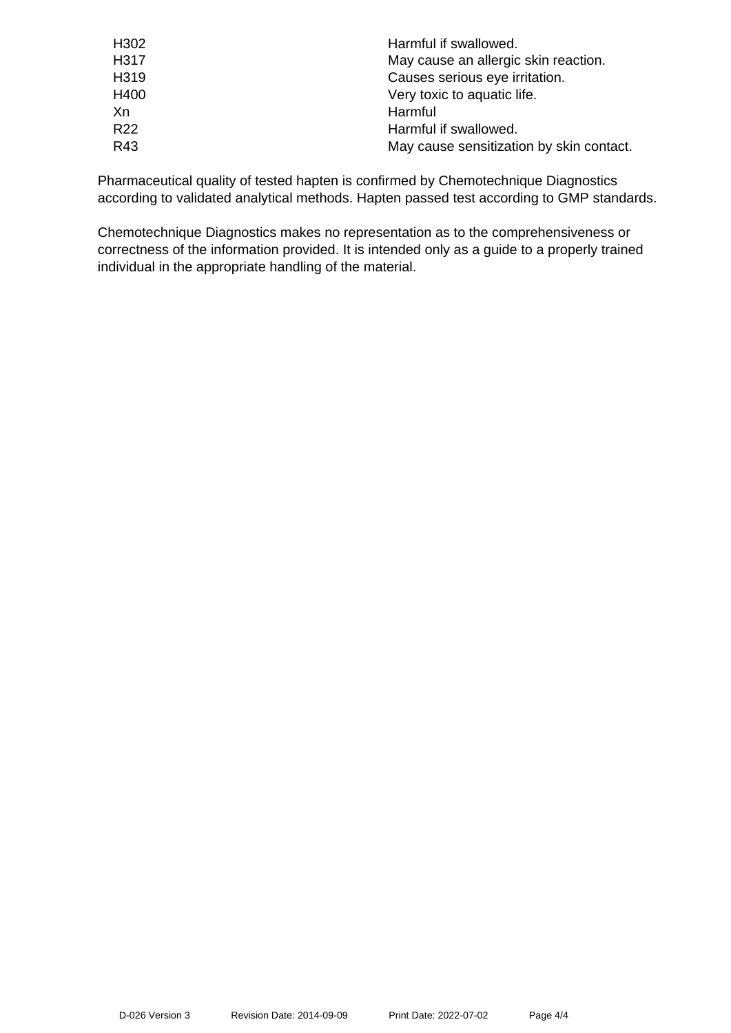| | |
|---|---|
| H302 | Harmful if swallowed. |
| H317 | May cause an allergic skin reaction. |
| H319 | Causes serious eye irritation. |
| H400 | Very toxic to aquatic life. |
| Xn | Harmful |
| R22 | Harmful if swallowed. |
| R43 | May cause sensitization by skin contact. |

Pharmaceutical quality of tested hapten is confirmed by Chemotechnique Diagnostics according to validated analytical methods. Hapten passed test according to GMP standards.

Chemotechnique Diagnostics makes no representation as to the comprehensiveness or correctness of the information provided. It is intended only as a guide to a properly trained individual in the appropriate handling of the material.